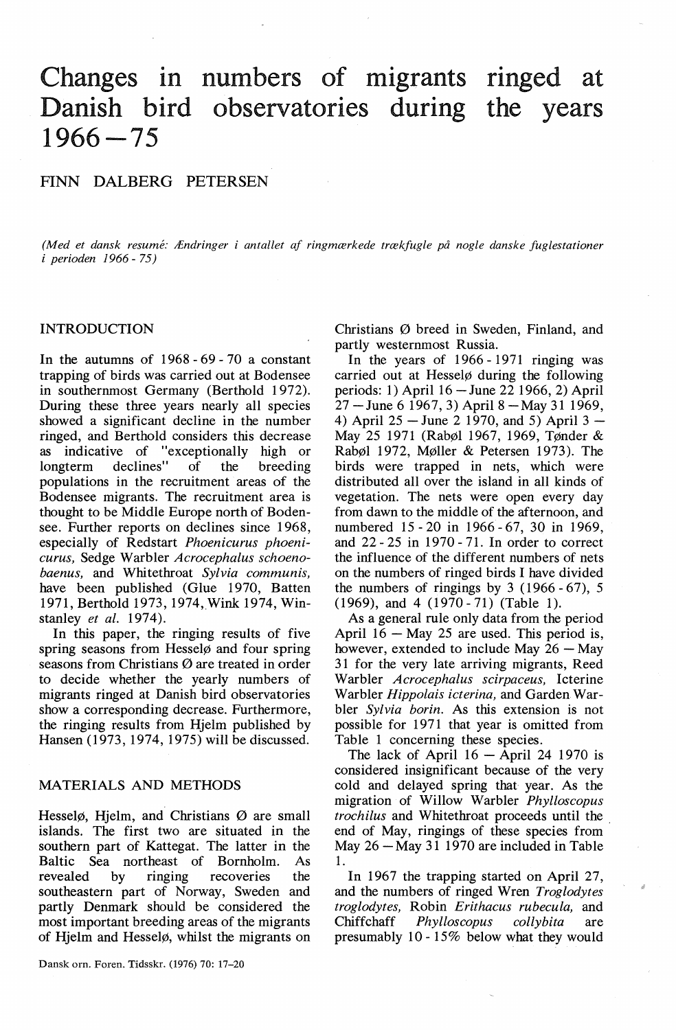# Changes in numbers of migrants ringed at Danish bird observatories during the years 1966–75

FINN DALBERG PETERSEN

*(Med et dansk resumé: Ændringer i antallet af ringmærkede trækfugle på nogle danske fuglestationer i perioden 1966 - 75)*

## INTRODUCTION

In the autumns of 1968 - 69 - 70 a constant trapping of birds was carried out at Bodensee in southernmost Germany (Berthold 1972). During these three years nearly all species showed a significant decline in the number ringed, and Berthold considers this decrease as indicative of "exceptionally high or longterm declines" of the breeding populations in the recruitment areas of the Bodensee migrants. The recruitment area is thought to be Middle Europe north of Bodensee. Further reports on declines since 1968, especially of Redstart *Phoenicurus phoenicurus,* Sedge Warbler *Acrocephalus schoenobaenus,* and Whitethroat *Sylvia communis,* have been published (Glue 1970, Batten 1971, Berthold 1973, 1974, Wink 1974, Winstanley *et al.* 1974).

In this paper, the ringing results of five spring seasons from Hesselø and four spring seasons from Christians Ø are treated in order to decide whether the yearly numbers of migrants ringed at Danish bird observatories show a corresponding decrease. Furthermore, the ringing results from Hjelm published by Hansen (1973, 1974, 1975) will be discussed.

## MATERIALS AND METHODS

Hesselø, Hjelm, and Christians Ø are small islands. The first two are situated in the southern part of Kattegat. The latter in the Baltic Sea northeast of Bornholm. As revealed by ringing recoveries the southeastern part of Norway, Sweden and partly Denmark should be considered the most important breeding areas of the migrants of Hjelm and Hesselø, whilst the migrants on Christians Ø breed in Sweden, Finland, and partly westernmost Russia.

In the years of 1966 - 1971 ringing was carried out at Hesselø during the following periods: 1) April 16 – June 22 1966, 2) April 27 – June 6 1967, 3) April 8 – May 31 1969, 4) April 25 – June 2 1970, and 5) April 3 – May 25 1971 (Rabøl 1967, 1969, Tønder & Rabøl 1972, Møller & Petersen 1973). The birds were trapped in nets, which were distributed all over the island in all kinds of vegetation. The nets were open every day from dawn to the middle of the afternoon, and numbered 15 - 20 in 1966 - 67, 30 in 1969, and 22 - 25 in 1970 - 71. In order to correct the influence of the different numbers of nets on the numbers of ringed birds I have divided the numbers of ringings by 3 (1966 - 67), 5 (1969), and 4 (1970 - 71) (Table 1).

As a general rule only data from the period April 16 – May 25 are used. This period is, however, extended to include May 26 – May 31 for the very late arriving migrants, Reed Warbler *Acrocephalus scirpaceus,* Icterine Warbler *Hippolais icterina,* and Garden Warbler *Sylvia borin.* As this extension is not possible for 1971 that year is omitted from Table 1 concerning these species.

The lack of April 16 – April 24 1970 is considered insignificant because of the very cold and delayed spring that year. As the migration of Willow Warbler *Phylloscopus trochilus* and Whitethroat proceeds until the end of May, ringings of these species from May 26 – May 31 1970 are included in Table 1.

In 1967 the trapping started on April 27, and the numbers of ringed Wren *Troglodytes troglodytes,* Robin *Erithacus rubecula,* and Chiffchaff *Phylloscopus collybita* are presumably 10 - 15% below what they would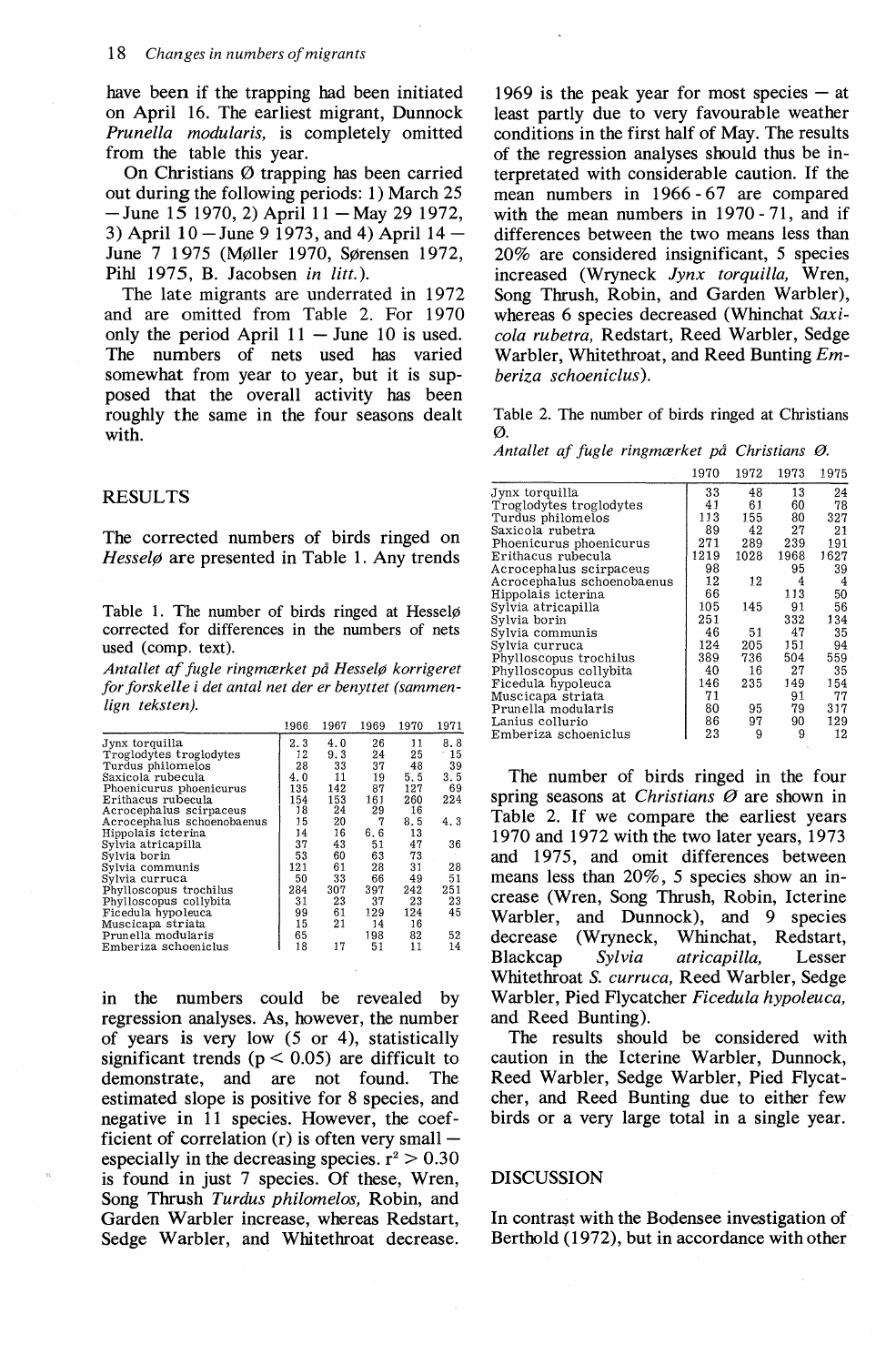have been if the trapping had been initiated on April 16. The earliest migrant, Dunnock *Prunella modularis,* is completely omitted from the table this year.

On Christians Ø trapping has been carried out during the following periods: 1) March 25 – June 15 1970, 2) April 11 – May 29 1972, 3) April 10 – June 9 1973, and 4) April 14 – June 7 1975 (Møller 1970, Sørensen 1972, Pihl 1975, B. Jacobsen *in litt.*).

The late migrants are underrated in 1972 and are omitted from Table 2. For 1970 only the period April 11 – June 10 is used. The numbers of nets used has varied somewhat from year to year, but it is supposed that the overall activity has been roughly the same in the four seasons dealt with.

## RESULTS

The corrected numbers of birds ringed on *Hesselø* are presented in Table 1. Any trends

Table 1. The number of birds ringed at Hesselø corrected for differences in the numbers of nets used (comp. text).

*Antallet af fugle ringmærket på Hesselø korrigeret for forskelle i det antal net der er benyttet (sammenlign teksten).*

| | 1966 | 1967 | 1969 | 1970 | 1971 |
|---|---|---|---|---|---|
| Jynx torquilla | 2.3 | 4.0 | 26 | 11 | 8.8 |
| Troglodytes troglodytes | 12 | 9.3 | 24 | 25 | 15 |
| Turdus philomelos | 28 | 33 | 37 | 48 | 39 |
| Saxicola rubecula | 4.0 | 11 | 19 | 5.5 | 3.5 |
| Phoenicurus phoenicurus | 135 | 142 | 87 | 127 | 69 |
| Erithacus rubecula | 154 | 153 | 161 | 260 | 224 |
| Acrocephalus scirpaceus | 18 | 24 | 29 | 16 | |
| Acrocephalus schoenobaenus | 15 | 20 | 7 | 8.5 | 4.3 |
| Hippolais icterina | 14 | 16 | 6.6 | 13 | |
| Sylvia atricapilla | 37 | 43 | 51 | 47 | 36 |
| Sylvia borin | 53 | 60 | 63 | 73 | |
| Sylvia communis | 121 | 61 | 28 | 31 | 28 |
| Sylvia curruca | 50 | 33 | 66 | 49 | 51 |
| Phylloscopus trochilus | 284 | 307 | 397 | 242 | 251 |
| Phylloscopus collybita | 31 | 23 | 37 | 23 | 23 |
| Ficedula hypoleuca | 99 | 61 | 129 | 124 | 45 |
| Muscicapa striata | 15 | 21 | 14 | 16 | |
| Prunella modularis | 65 | | 198 | 82 | 52 |
| Emberiza schoeniclus | 18 | 17 | 51 | 11 | 14 |

in the numbers could be revealed by regression analyses. As, however, the number of years is very low (5 or 4), statistically significant trends ($p < 0.05$) are difficult to demonstrate, and are not found. The estimated slope is positive for 8 species, and negative in 11 species. However, the coefficient of correlation (r) is often very small – especially in the decreasing species. $r^2 > 0.30$ is found in just 7 species. Of these, Wren, Song Thrush *Turdus philomelos,* Robin, and Garden Warbler increase, whereas Redstart, Sedge Warbler, and Whitethroat decrease. 1969 is the peak year for most species – at least partly due to very favourable weather conditions in the first half of May. The results of the regression analyses should thus be interpreted with considerable caution. If the mean numbers in 1966 - 67 are compared with the mean numbers in 1970 - 71, and if differences between the two means less than 20% are considered insignificant, 5 species increased (Wryneck *Jynx torquilla,* Wren, Song Thrush, Robin, and Garden Warbler), whereas 6 species decreased (Whinchat *Saxicola rubetra,* Redstart, Reed Warbler, Sedge Warbler, Whitethroat, and Reed Bunting *Emberiza schoeniclus*).

Table 2. The number of birds ringed at Christians Ø.

*Antallet af fugle ringmærket på Christians Ø.*

| | 1970 | 1972 | 1973 | 1975 |
|---|---|---|---|---|
| Jynx torquilla | 33 | 48 | 13 | 24 |
| Troglodytes troglodytes | 41 | 61 | 60 | 78 |
| Turdus philomelos | 113 | 155 | 80 | 327 |
| Saxicola rubetra | 89 | 42 | 27 | 21 |
| Phoenicurus phoenicurus | 271 | 289 | 239 | 191 |
| Erithacus rubecula | 1219 | 1028 | 1968 | 1627 |
| Acrocephalus scirpaceus | 98 | | 95 | 39 |
| Acrocephalus schoenobaenus | 12 | 12 | 4 | 4 |
| Hippolais icterina | 66 | | 113 | 50 |
| Sylvia atricapilla | 105 | 145 | 91 | 56 |
| Sylvia borin | 251 | | 332 | 134 |
| Sylvia communis | 46 | 51 | 47 | 35 |
| Sylvia curruca | 124 | 205 | 151 | 94 |
| Phylloscopus trochilus | 389 | 736 | 504 | 559 |
| Phylloscopus collybita | 40 | 16 | 27 | 35 |
| Ficedula hypoleuca | 146 | 235 | 149 | 154 |
| Muscicapa striata | 71 | | 91 | 77 |
| Prunella modularis | 80 | 95 | 79 | 317 |
| Lanius collurio | 86 | 97 | 90 | 129 |
| Emberiza schoeniclus | 23 | 9 | 9 | 12 |

The number of birds ringed in the four spring seasons at *Christians Ø* are shown in Table 2. If we compare the earliest years 1970 and 1972 with the two later years, 1973 and 1975, and omit differences between means less than 20%, 5 species show an increase (Wren, Song Thrush, Robin, Icterine Warbler, and Dunnock), and 9 species decrease (Wryneck, Whinchat, Redstart, Blackcap *Sylvia atricapilla,* Lesser Whitethroat *S. curruca,* Reed Warbler, Sedge Warbler, Pied Flycatcher *Ficedula hypoleuca,* and Reed Bunting).

The results should be considered with caution in the Icterine Warbler, Dunnock, Reed Warbler, Sedge Warbler, Pied Flycatcher, and Reed Bunting due to either few birds or a very large total in a single year.

## DISCUSSION

In contrast with the Bodensee investigation of Berthold (1972), but in accordance with other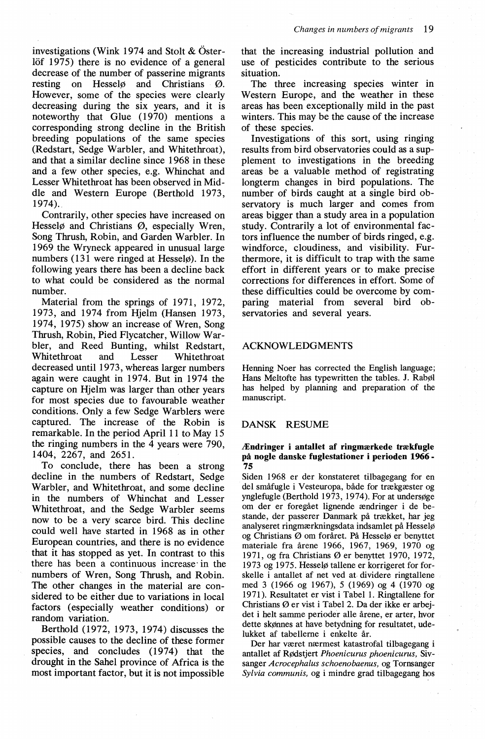investigations (Wink 1974 and Stolt & Österlöf 1975) there is no evidence of a general decrease of the number of passerine migrants resting on Hesselø and Christians Ø. However, some of the species were clearly decreasing during the six years, and it is noteworthy that Glue (1970) mentions a corresponding strong decline in the British breeding populations of the same species (Redstart, Sedge Warbler, and Whitethroat), and that a similar decline since 1968 in these and a few other species, e.g. Whinchat and Lesser Whitethroat has been observed in Middle and Western Europe (Berthold 1973, 1974).

Contrarily, other species have increased on Hesselø and Christians Ø, especially Wren, Song Thrush, Robin, and Garden Warbler. In 1969 the Wryneck appeared in unusual large numbers (131 were ringed at Hesselø). In the following years there has been a decline back to what could be considered as the normal number.

Material from the springs of 1971, 1972, 1973, and 1974 from Hjelm (Hansen 1973, 1974, 1975) show an increase of Wren, Song Thrush, Robin, Pied Flycatcher, Willow Warbler, and Reed Bunting, whilst Redstart, Whitethroat and Lesser Whitethroat decreased until 1973, whereas larger numbers again were caught in 1974. But in 1974 the capture on Hjelm was larger than other years for most species due to favourable weather conditions. Only a few Sedge Warblers were captured. The increase of the Robin is remarkable. In the period April 11 to May 15 the ringing numbers in the 4 years were 790, 1404, 2267, and 2651.

To conclude, there has been a strong decline in the numbers of Redstart, Sedge Warbler, and Whitethroat, and some decline in the numbers of Whinchat and Lesser Whitethroat, and the Sedge Warbler seems now to be a very scarce bird. This decline could well have started in 1968 as in other European countries, and there is no evidence that it has stopped as yet. In contrast to this there has been a continuous increase in the numbers of Wren, Song Thrush, and Robin. The other changes in the material are considered to be either due to variations in local factors (especially weather conditions) or random variation.

Berthold (1972, 1973, 1974) discusses the possible causes to the decline of these former species, and concludes (1974) that the drought in the Sahel province of Africa is the most important factor, but it is not impossible that the increasing industrial pollution and use of pesticides contribute to the serious situation.

The three increasing species winter in Western Europe, and the weather in these areas has been exceptionally mild in the past winters. This may be the cause of the increase of these species.

Investigations of this sort, using ringing results from bird observatories could as a supplement to investigations in the breeding areas be a valuable method of registrating longterm changes in bird populations. The number of birds caught at a single bird observatory is much larger and comes from areas bigger than a study area in a population study. Contrarily a lot of environmental factors influence the number of birds ringed, e.g. windforce, cloudiness, and visibility. Furthermore, it is difficult to trap with the same effort in different years or to make precise corrections for differences in effort. Some of these difficulties could be overcome by comparing material from several bird observatories and several years.

## ACKNOWLEDGMENTS

Henning Noer has corrected the English language; Hans Meltofte has typewritten the tables. J. Rabøl has helped by planning and preparation of the manuscript.

## DANSK RESUME

### Ændringer i antallet af ringmærkede trækfugle på nogle danske fuglestationer i perioden 1966-75

Siden 1968 er der konstateret tilbagegang for en del småfugle i Vesteuropa, både for trækgæster og ynglefugle (Berthold 1973, 1974). For at undersøge om der er foregået lignende ændringer i de bestande, der passerer Danmark på trækket, har jeg analyseret ringmærkningsdata indsamlet på Hesselø og Christians Ø om foråret. På Hesselø er benyttet materiale fra årene 1966, 1967, 1969, 1970 og 1971, og fra Christians Ø er benyttet 1970, 1972, 1973 og 1975. Hesselø tallene er korrigeret for forskelle i antallet af net ved at dividere ringtallene med 3 (1966 og 1967), 5 (1969) og 4 (1970 og 1971). Resultatet er vist i Tabel 1. Ringtallene for Christians Ø er vist i Tabel 2. Da der ikke er arbejdet i helt samme perioder alle årene, er arter, hvor dette skønnes at have betydning for resultatet, udelukket af tabellerne i enkelte år.

Der har været nærmest katastrofal tilbagegang i antallet af Rødstjert *Phoenicurus phoenicurus*, Sivsanger *Acrocephalus schoenobaenus*, og Tornsanger *Sylvia communis*, og i mindre grad tilbagegang hos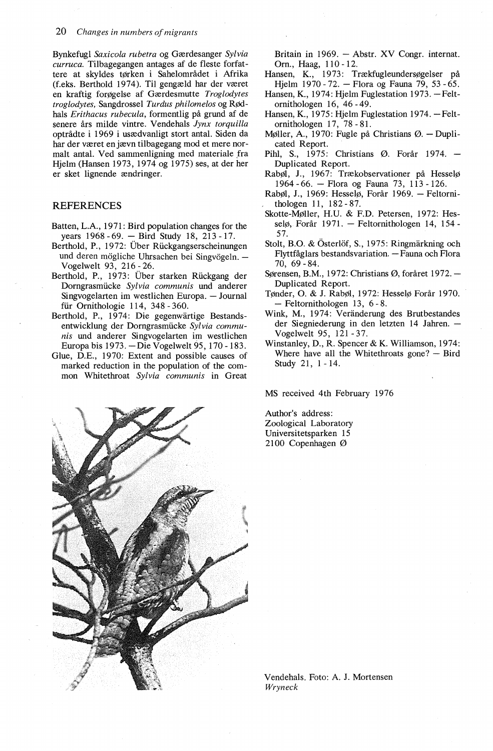Bynkefugl *Saxicola rubetra* og Gærdesanger *Sylvia curruca*. Tilbagegangen antages af de fleste forfattere at skyldes tørken i Sahelområdet i Afrika (f.eks. Berthold 1974). Til gengæld har der været en kraftig forøgelse af Gærdesmutte *Troglodytes troglodytes*, Sangdrossel *Turdus philomelos* og Rødhals *Erithacus rubecula*, formentlig på grund af de senere års milde vintre. Vendehals *Jynx torquilla* optrådte i 1969 i usædvanligt stort antal. Siden da har der været en jævn tilbagegang mod et mere normalt antal. Ved sammenligning med materiale fra Hjelm (Hansen 1973, 1974 og 1975) ses, at der her er sket lignende ændringer.

## REFERENCES

Batten, L.A., 1971: Bird population changes for the years 1968 - 69. — Bird Study 18, 213 - 17.

Berthold, P., 1972: Über Rückgangserscheinungen und deren mögliche Uhrsachen bei Singvögeln. — Vogelwelt 93, 216 - 26.

Berthold, P., 1973: Über starken Rückgang der Dorngrasmücke *Sylvia communis* und anderer Singvogelarten im westlichen Europa. — Journal für Ornithologie 114, 348 - 360.

Berthold, P., 1974: Die gegenwärtige Bestandsentwicklung der Dorngrasmücke *Sylvia communis* und anderer Singvogelarten im westlichen Europa bis 1973. — Die Vogelwelt 95, 170 - 183.

Glue, D.E., 1970: Extent and possible causes of marked reduction in the population of the common Whitethroat *Sylvia communis* in Great Britain in 1969. — Abstr. XV Congr. internat. Orn., Haag, 110 - 12.

Hansen, K., 1973: Trækfugleundersøgelser på Hjelm 1970 - 72. — Flora og Fauna 79, 53 - 65.

Hansen, K., 1974: Hjelm Fuglestation 1973. — Feltornithologen 16, 46 - 49.

Hansen, K., 1975: Hjelm Fuglestation 1974. — Feltornithologen 17, 78 - 81.

Møller, A., 1970: Fugle på Christians Ø. — Duplicated Report.

Pihl, S., 1975: Christians Ø. Forår 1974. — Duplicated Report.

Rabøl, J., 1967: Trækobservationer på Hesselø 1964 - 66. — Flora og Fauna 73, 113 - 126.

Rabøl, J., 1969: Hesselø, Forår 1969. — Feltornithologen 11, 182 - 87.

Skotte-Møller, H.U. & F.D. Petersen, 1972: Hesselø, Forår 1971. — Feltornithologen 14, 154 - 57.

Stolt, B.O. & Österlöf, S., 1975: Ringmärkning och Flyttfåglars bestandsvariation. — Fauna och Flora 70, 69 - 84.

Sørensen, B.M., 1972: Christians Ø, foråret 1972. — Duplicated Report.

Tønder, O. & J. Rabøl, 1972: Hesselø Forår 1970. — Feltornithologen 13, 6 - 8.

Wink, M., 1974: Veränderung des Brutbestandes der Siegniederung in den letzten 14 Jahren. — Vogelwelt 95, 121 - 37.

Winstanley, D., R. Spencer & K. Williamson, 1974: Where have all the Whitethroats gone? — Bird Study 21, 1 - 14.

MS received 4th February 1976

Author's address:
Zoological Laboratory
Universitetsparken 15
2100 Copenhagen Ø

Vendehals. Foto: A. J. Mortensen
*Wryneck*